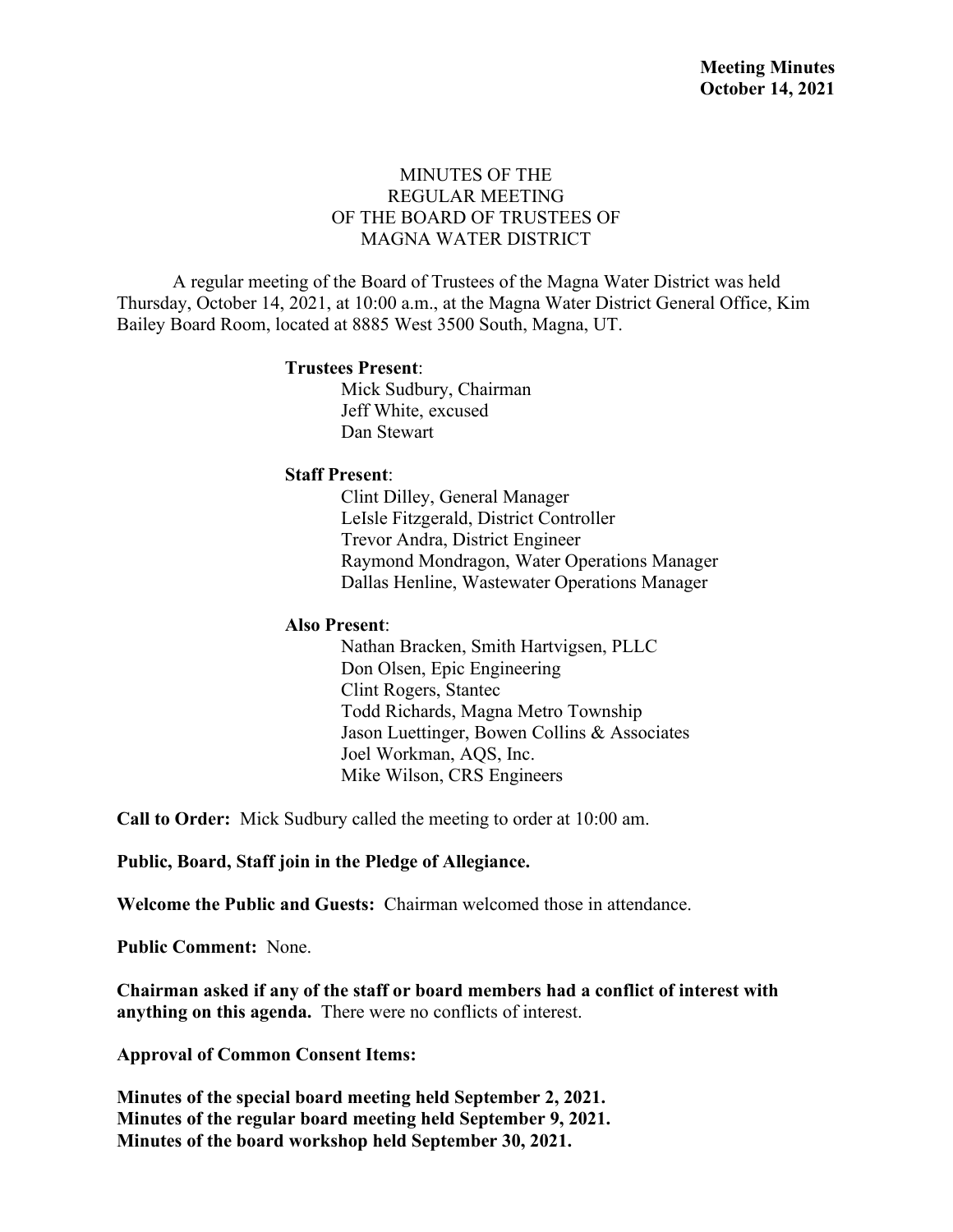**Meeting Minutes**
**October 14, 2021**

# MINUTES OF THE REGULAR MEETING OF THE BOARD OF TRUSTEES OF MAGNA WATER DISTRICT

A regular meeting of the Board of Trustees of the Magna Water District was held Thursday, October 14, 2021, at 10:00 a.m., at the Magna Water District General Office, Kim Bailey Board Room, located at 8885 West 3500 South, Magna, UT.

**Trustees Present**:
- Mick Sudbury, Chairman
- Jeff White, excused
- Dan Stewart

**Staff Present**:
- Clint Dilley, General Manager
- LeIsle Fitzgerald, District Controller
- Trevor Andra, District Engineer
- Raymond Mondragon, Water Operations Manager
- Dallas Henline, Wastewater Operations Manager

**Also Present**:
- Nathan Bracken, Smith Hartvigsen, PLLC
- Don Olsen, Epic Engineering
- Clint Rogers, Stantec
- Todd Richards, Magna Metro Township
- Jason Luettinger, Bowen Collins & Associates
- Joel Workman, AQS, Inc.
- Mike Wilson, CRS Engineers

**Call to Order:** Mick Sudbury called the meeting to order at 10:00 am.

**Public, Board, Staff join in the Pledge of Allegiance.**

**Welcome the Public and Guests:** Chairman welcomed those in attendance.

**Public Comment:** None.

**Chairman asked if any of the staff or board members had a conflict of interest with anything on this agenda.** There were no conflicts of interest.

**Approval of Common Consent Items:**

**Minutes of the special board meeting held September 2, 2021.**
**Minutes of the regular board meeting held September 9, 2021.**
**Minutes of the board workshop held September 30, 2021.**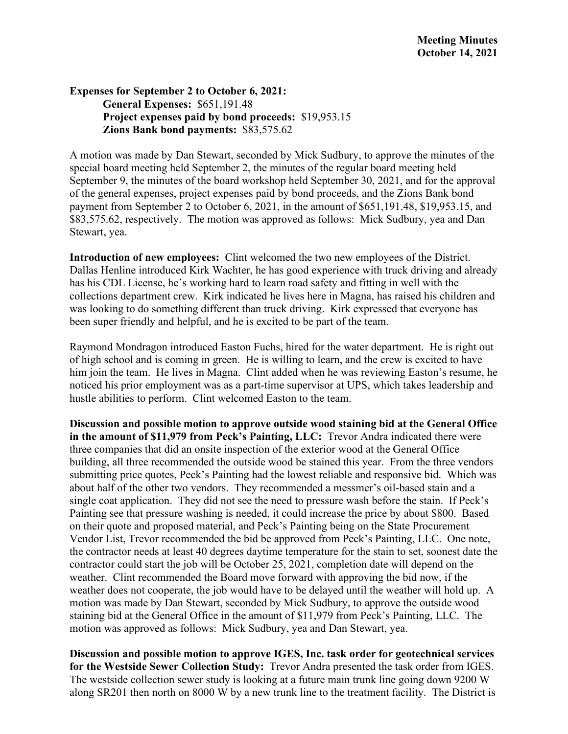**Meeting Minutes**
**October 14, 2021**

**Expenses for September 2 to October 6, 2021:**
**General Expenses:** $651,191.48
**Project expenses paid by bond proceeds:** $19,953.15
**Zions Bank bond payments:** $83,575.62

A motion was made by Dan Stewart, seconded by Mick Sudbury, to approve the minutes of the special board meeting held September 2, the minutes of the regular board meeting held September 9, the minutes of the board workshop held September 30, 2021, and for the approval of the general expenses, project expenses paid by bond proceeds, and the Zions Bank bond payment from September 2 to October 6, 2021, in the amount of $651,191.48, $19,953.15, and $83,575.62, respectively. The motion was approved as follows: Mick Sudbury, yea and Dan Stewart, yea.

**Introduction of new employees:** Clint welcomed the two new employees of the District. Dallas Henline introduced Kirk Wachter, he has good experience with truck driving and already has his CDL License, he's working hard to learn road safety and fitting in well with the collections department crew. Kirk indicated he lives here in Magna, has raised his children and was looking to do something different than truck driving. Kirk expressed that everyone has been super friendly and helpful, and he is excited to be part of the team.

Raymond Mondragon introduced Easton Fuchs, hired for the water department. He is right out of high school and is coming in green. He is willing to learn, and the crew is excited to have him join the team. He lives in Magna. Clint added when he was reviewing Easton's resume, he noticed his prior employment was as a part-time supervisor at UPS, which takes leadership and hustle abilities to perform. Clint welcomed Easton to the team.

**Discussion and possible motion to approve outside wood staining bid at the General Office in the amount of $11,979 from Peck's Painting, LLC:** Trevor Andra indicated there were three companies that did an onsite inspection of the exterior wood at the General Office building, all three recommended the outside wood be stained this year. From the three vendors submitting price quotes, Peck's Painting had the lowest reliable and responsive bid. Which was about half of the other two vendors. They recommended a messmer's oil-based stain and a single coat application. They did not see the need to pressure wash before the stain. If Peck's Painting see that pressure washing is needed, it could increase the price by about $800. Based on their quote and proposed material, and Peck's Painting being on the State Procurement Vendor List, Trevor recommended the bid be approved from Peck's Painting, LLC. One note, the contractor needs at least 40 degrees daytime temperature for the stain to set, soonest date the contractor could start the job will be October 25, 2021, completion date will depend on the weather. Clint recommended the Board move forward with approving the bid now, if the weather does not cooperate, the job would have to be delayed until the weather will hold up. A motion was made by Dan Stewart, seconded by Mick Sudbury, to approve the outside wood staining bid at the General Office in the amount of $11,979 from Peck's Painting, LLC. The motion was approved as follows: Mick Sudbury, yea and Dan Stewart, yea.

**Discussion and possible motion to approve IGES, Inc. task order for geotechnical services for the Westside Sewer Collection Study:** Trevor Andra presented the task order from IGES. The westside collection sewer study is looking at a future main trunk line going down 9200 W along SR201 then north on 8000 W by a new trunk line to the treatment facility. The District is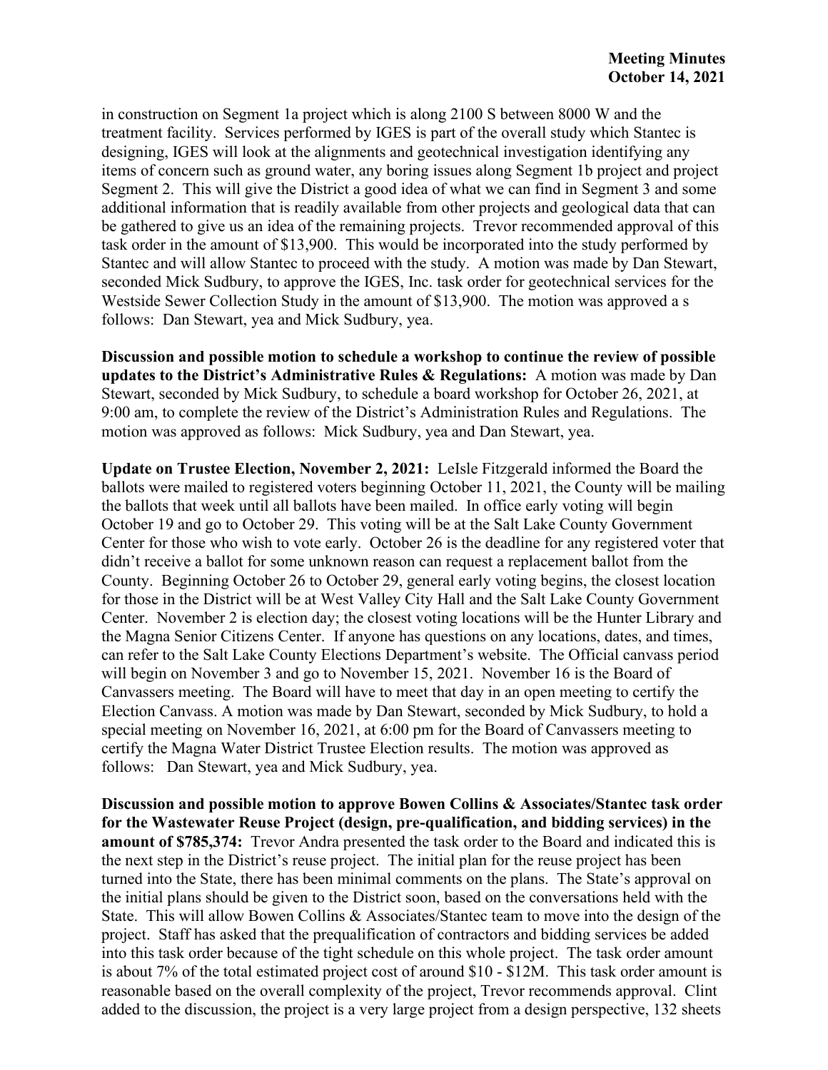in construction on Segment 1a project which is along 2100 S between 8000 W and the treatment facility. Services performed by IGES is part of the overall study which Stantec is designing, IGES will look at the alignments and geotechnical investigation identifying any items of concern such as ground water, any boring issues along Segment 1b project and project Segment 2. This will give the District a good idea of what we can find in Segment 3 and some additional information that is readily available from other projects and geological data that can be gathered to give us an idea of the remaining projects. Trevor recommended approval of this task order in the amount of $13,900. This would be incorporated into the study performed by Stantec and will allow Stantec to proceed with the study. A motion was made by Dan Stewart, seconded Mick Sudbury, to approve the IGES, Inc. task order for geotechnical services for the Westside Sewer Collection Study in the amount of $13,900. The motion was approved a s follows: Dan Stewart, yea and Mick Sudbury, yea.

**Discussion and possible motion to schedule a workshop to continue the review of possible updates to the District's Administrative Rules & Regulations:** A motion was made by Dan Stewart, seconded by Mick Sudbury, to schedule a board workshop for October 26, 2021, at 9:00 am, to complete the review of the District's Administration Rules and Regulations. The motion was approved as follows: Mick Sudbury, yea and Dan Stewart, yea.

**Update on Trustee Election, November 2, 2021:** LeIsle Fitzgerald informed the Board the ballots were mailed to registered voters beginning October 11, 2021, the County will be mailing the ballots that week until all ballots have been mailed. In office early voting will begin October 19 and go to October 29. This voting will be at the Salt Lake County Government Center for those who wish to vote early. October 26 is the deadline for any registered voter that didn't receive a ballot for some unknown reason can request a replacement ballot from the County. Beginning October 26 to October 29, general early voting begins, the closest location for those in the District will be at West Valley City Hall and the Salt Lake County Government Center. November 2 is election day; the closest voting locations will be the Hunter Library and the Magna Senior Citizens Center. If anyone has questions on any locations, dates, and times, can refer to the Salt Lake County Elections Department's website. The Official canvass period will begin on November 3 and go to November 15, 2021. November 16 is the Board of Canvassers meeting. The Board will have to meet that day in an open meeting to certify the Election Canvass. A motion was made by Dan Stewart, seconded by Mick Sudbury, to hold a special meeting on November 16, 2021, at 6:00 pm for the Board of Canvassers meeting to certify the Magna Water District Trustee Election results. The motion was approved as follows: Dan Stewart, yea and Mick Sudbury, yea.

**Discussion and possible motion to approve Bowen Collins & Associates/Stantec task order for the Wastewater Reuse Project (design, pre-qualification, and bidding services) in the amount of $785,374:** Trevor Andra presented the task order to the Board and indicated this is the next step in the District's reuse project. The initial plan for the reuse project has been turned into the State, there has been minimal comments on the plans. The State's approval on the initial plans should be given to the District soon, based on the conversations held with the State. This will allow Bowen Collins & Associates/Stantec team to move into the design of the project. Staff has asked that the prequalification of contractors and bidding services be added into this task order because of the tight schedule on this whole project. The task order amount is about 7% of the total estimated project cost of around $10 - $12M. This task order amount is reasonable based on the overall complexity of the project, Trevor recommends approval. Clint added to the discussion, the project is a very large project from a design perspective, 132 sheets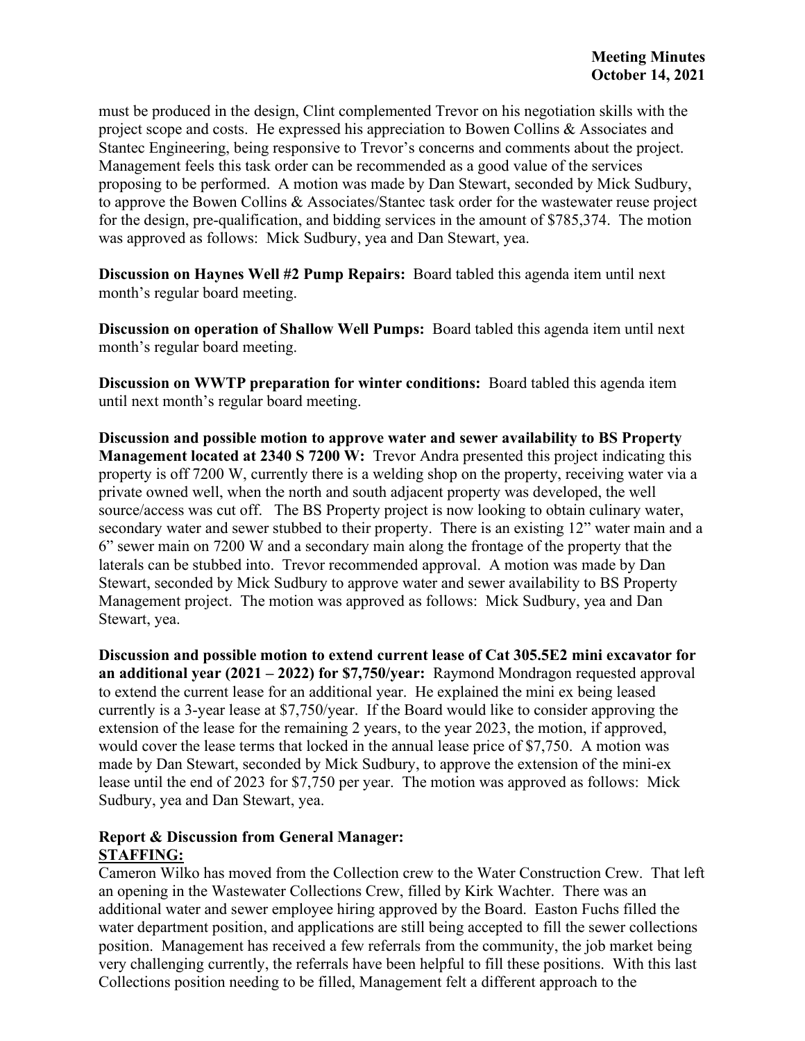must be produced in the design, Clint complemented Trevor on his negotiation skills with the project scope and costs. He expressed his appreciation to Bowen Collins & Associates and Stantec Engineering, being responsive to Trevor's concerns and comments about the project. Management feels this task order can be recommended as a good value of the services proposing to be performed. A motion was made by Dan Stewart, seconded by Mick Sudbury, to approve the Bowen Collins & Associates/Stantec task order for the wastewater reuse project for the design, pre-qualification, and bidding services in the amount of $785,374. The motion was approved as follows: Mick Sudbury, yea and Dan Stewart, yea.

**Discussion on Haynes Well #2 Pump Repairs:** Board tabled this agenda item until next month's regular board meeting.

**Discussion on operation of Shallow Well Pumps:** Board tabled this agenda item until next month's regular board meeting.

**Discussion on WWTP preparation for winter conditions:** Board tabled this agenda item until next month's regular board meeting.

**Discussion and possible motion to approve water and sewer availability to BS Property Management located at 2340 S 7200 W:** Trevor Andra presented this project indicating this property is off 7200 W, currently there is a welding shop on the property, receiving water via a private owned well, when the north and south adjacent property was developed, the well source/access was cut off. The BS Property project is now looking to obtain culinary water, secondary water and sewer stubbed to their property. There is an existing 12" water main and a 6" sewer main on 7200 W and a secondary main along the frontage of the property that the laterals can be stubbed into. Trevor recommended approval. A motion was made by Dan Stewart, seconded by Mick Sudbury to approve water and sewer availability to BS Property Management project. The motion was approved as follows: Mick Sudbury, yea and Dan Stewart, yea.

**Discussion and possible motion to extend current lease of Cat 305.5E2 mini excavator for an additional year (2021 – 2022) for $7,750/year:** Raymond Mondragon requested approval to extend the current lease for an additional year. He explained the mini ex being leased currently is a 3-year lease at $7,750/year. If the Board would like to consider approving the extension of the lease for the remaining 2 years, to the year 2023, the motion, if approved, would cover the lease terms that locked in the annual lease price of $7,750. A motion was made by Dan Stewart, seconded by Mick Sudbury, to approve the extension of the mini-ex lease until the end of 2023 for $7,750 per year. The motion was approved as follows: Mick Sudbury, yea and Dan Stewart, yea.

**Report & Discussion from General Manager:**

**STAFFING:**

Cameron Wilko has moved from the Collection crew to the Water Construction Crew. That left an opening in the Wastewater Collections Crew, filled by Kirk Wachter. There was an additional water and sewer employee hiring approved by the Board. Easton Fuchs filled the water department position, and applications are still being accepted to fill the sewer collections position. Management has received a few referrals from the community, the job market being very challenging currently, the referrals have been helpful to fill these positions. With this last Collections position needing to be filled, Management felt a different approach to the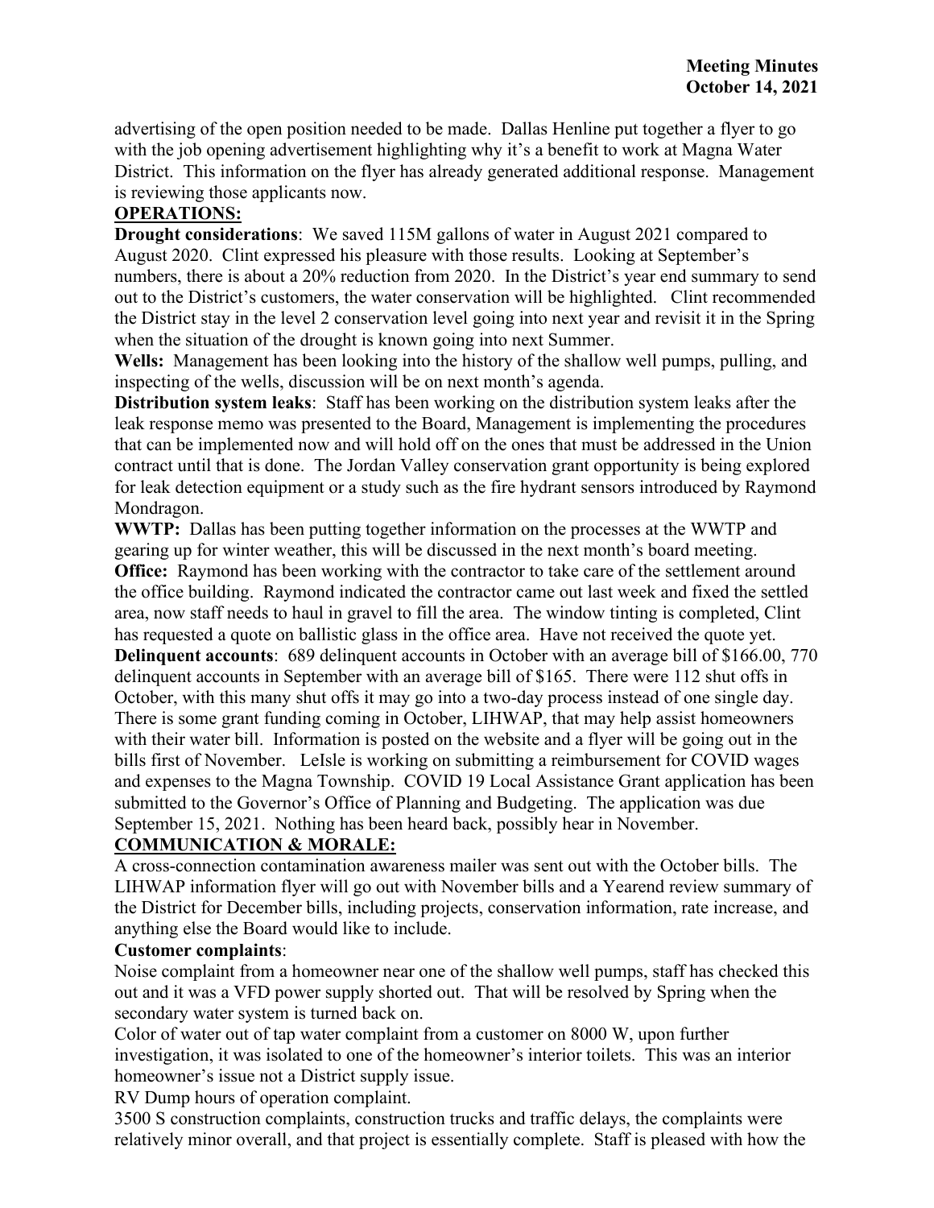advertising of the open position needed to be made. Dallas Henline put together a flyer to go with the job opening advertisement highlighting why it's a benefit to work at Magna Water District. This information on the flyer has already generated additional response. Management is reviewing those applicants now.

**OPERATIONS:**

**Drought considerations**: We saved 115M gallons of water in August 2021 compared to August 2020. Clint expressed his pleasure with those results. Looking at September's numbers, there is about a 20% reduction from 2020. In the District's year end summary to send out to the District's customers, the water conservation will be highlighted. Clint recommended the District stay in the level 2 conservation level going into next year and revisit it in the Spring when the situation of the drought is known going into next Summer.

**Wells:** Management has been looking into the history of the shallow well pumps, pulling, and inspecting of the wells, discussion will be on next month's agenda.

**Distribution system leaks**: Staff has been working on the distribution system leaks after the leak response memo was presented to the Board, Management is implementing the procedures that can be implemented now and will hold off on the ones that must be addressed in the Union contract until that is done. The Jordan Valley conservation grant opportunity is being explored for leak detection equipment or a study such as the fire hydrant sensors introduced by Raymond Mondragon.

**WWTP:** Dallas has been putting together information on the processes at the WWTP and gearing up for winter weather, this will be discussed in the next month's board meeting.

**Office:** Raymond has been working with the contractor to take care of the settlement around the office building. Raymond indicated the contractor came out last week and fixed the settled area, now staff needs to haul in gravel to fill the area. The window tinting is completed, Clint has requested a quote on ballistic glass in the office area. Have not received the quote yet.

**Delinquent accounts**: 689 delinquent accounts in October with an average bill of $166.00, 770 delinquent accounts in September with an average bill of $165. There were 112 shut offs in October, with this many shut offs it may go into a two-day process instead of one single day. There is some grant funding coming in October, LIHWAP, that may help assist homeowners with their water bill. Information is posted on the website and a flyer will be going out in the bills first of November. LeIsle is working on submitting a reimbursement for COVID wages and expenses to the Magna Township. COVID 19 Local Assistance Grant application has been submitted to the Governor's Office of Planning and Budgeting. The application was due September 15, 2021. Nothing has been heard back, possibly hear in November.

**COMMUNICATION & MORALE:**

A cross-connection contamination awareness mailer was sent out with the October bills. The LIHWAP information flyer will go out with November bills and a Yearend review summary of the District for December bills, including projects, conservation information, rate increase, and anything else the Board would like to include.

**Customer complaints**:

Noise complaint from a homeowner near one of the shallow well pumps, staff has checked this out and it was a VFD power supply shorted out. That will be resolved by Spring when the secondary water system is turned back on.

Color of water out of tap water complaint from a customer on 8000 W, upon further investigation, it was isolated to one of the homeowner's interior toilets. This was an interior homeowner's issue not a District supply issue.

RV Dump hours of operation complaint.

3500 S construction complaints, construction trucks and traffic delays, the complaints were relatively minor overall, and that project is essentially complete. Staff is pleased with how the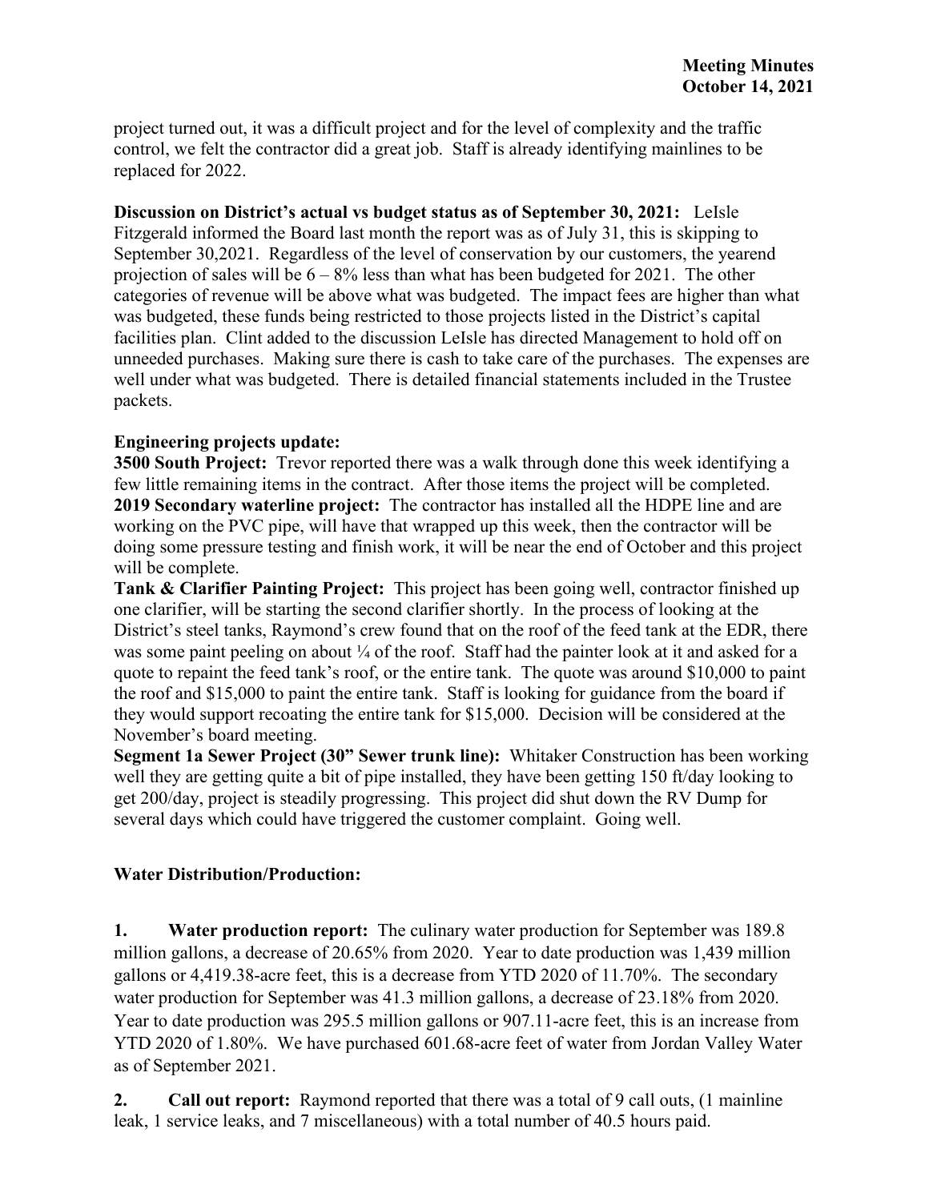project turned out, it was a difficult project and for the level of complexity and the traffic control, we felt the contractor did a great job. Staff is already identifying mainlines to be replaced for 2022.

**Discussion on District's actual vs budget status as of September 30, 2021:** LeIsle Fitzgerald informed the Board last month the report was as of July 31, this is skipping to September 30,2021. Regardless of the level of conservation by our customers, the yearend projection of sales will be 6 – 8% less than what has been budgeted for 2021. The other categories of revenue will be above what was budgeted. The impact fees are higher than what was budgeted, these funds being restricted to those projects listed in the District's capital facilities plan. Clint added to the discussion LeIsle has directed Management to hold off on unneeded purchases. Making sure there is cash to take care of the purchases. The expenses are well under what was budgeted. There is detailed financial statements included in the Trustee packets.

**Engineering projects update:**

**3500 South Project:** Trevor reported there was a walk through done this week identifying a few little remaining items in the contract. After those items the project will be completed.

**2019 Secondary waterline project:** The contractor has installed all the HDPE line and are working on the PVC pipe, will have that wrapped up this week, then the contractor will be doing some pressure testing and finish work, it will be near the end of October and this project will be complete.

**Tank & Clarifier Painting Project:** This project has been going well, contractor finished up one clarifier, will be starting the second clarifier shortly. In the process of looking at the District's steel tanks, Raymond's crew found that on the roof of the feed tank at the EDR, there was some paint peeling on about ¼ of the roof. Staff had the painter look at it and asked for a quote to repaint the feed tank's roof, or the entire tank. The quote was around $10,000 to paint the roof and $15,000 to paint the entire tank. Staff is looking for guidance from the board if they would support recoating the entire tank for $15,000. Decision will be considered at the November's board meeting.

**Segment 1a Sewer Project (30" Sewer trunk line):** Whitaker Construction has been working well they are getting quite a bit of pipe installed, they have been getting 150 ft/day looking to get 200/day, project is steadily progressing. This project did shut down the RV Dump for several days which could have triggered the customer complaint. Going well.

**Water Distribution/Production:**

**1. Water production report:** The culinary water production for September was 189.8 million gallons, a decrease of 20.65% from 2020. Year to date production was 1,439 million gallons or 4,419.38-acre feet, this is a decrease from YTD 2020 of 11.70%. The secondary water production for September was 41.3 million gallons, a decrease of 23.18% from 2020. Year to date production was 295.5 million gallons or 907.11-acre feet, this is an increase from YTD 2020 of 1.80%. We have purchased 601.68-acre feet of water from Jordan Valley Water as of September 2021.

**2. Call out report:** Raymond reported that there was a total of 9 call outs, (1 mainline leak, 1 service leaks, and 7 miscellaneous) with a total number of 40.5 hours paid.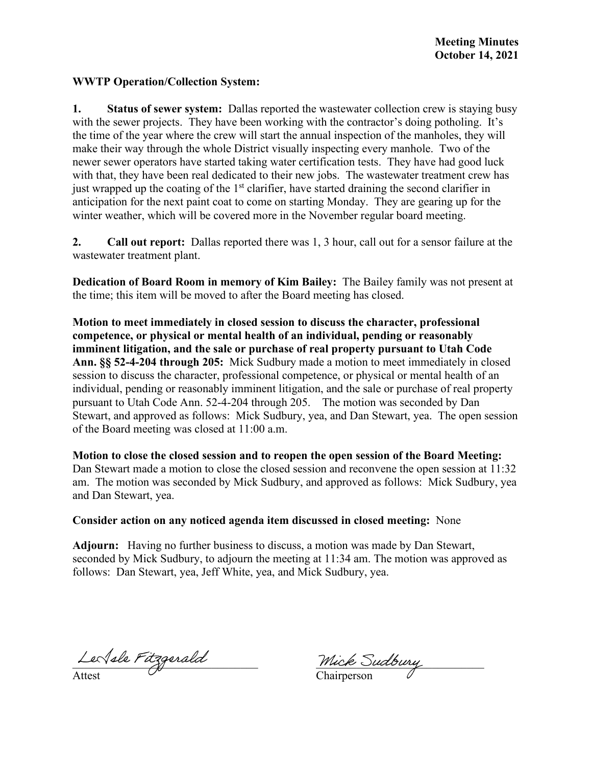**Meeting Minutes**
**October 14, 2021**

**WWTP Operation/Collection System:**

**1. Status of sewer system:** Dallas reported the wastewater collection crew is staying busy with the sewer projects. They have been working with the contractor's doing potholing. It's the time of the year where the crew will start the annual inspection of the manholes, they will make their way through the whole District visually inspecting every manhole. Two of the newer sewer operators have started taking water certification tests. They have had good luck with that, they have been real dedicated to their new jobs. The wastewater treatment crew has just wrapped up the coating of the 1st clarifier, have started draining the second clarifier in anticipation for the next paint coat to come on starting Monday. They are gearing up for the winter weather, which will be covered more in the November regular board meeting.

**2. Call out report:** Dallas reported there was 1, 3 hour, call out for a sensor failure at the wastewater treatment plant.

**Dedication of Board Room in memory of Kim Bailey:** The Bailey family was not present at the time; this item will be moved to after the Board meeting has closed.

**Motion to meet immediately in closed session to discuss the character, professional competence, or physical or mental health of an individual, pending or reasonably imminent litigation, and the sale or purchase of real property pursuant to Utah Code Ann. §§ 52-4-204 through 205:** Mick Sudbury made a motion to meet immediately in closed session to discuss the character, professional competence, or physical or mental health of an individual, pending or reasonably imminent litigation, and the sale or purchase of real property pursuant to Utah Code Ann. 52-4-204 through 205. The motion was seconded by Dan Stewart, and approved as follows: Mick Sudbury, yea, and Dan Stewart, yea. The open session of the Board meeting was closed at 11:00 a.m.

**Motion to close the closed session and to reopen the open session of the Board Meeting:** Dan Stewart made a motion to close the closed session and reconvene the open session at 11:32 am. The motion was seconded by Mick Sudbury, and approved as follows: Mick Sudbury, yea and Dan Stewart, yea.

**Consider action on any noticed agenda item discussed in closed meeting:** None

**Adjourn:** Having no further business to discuss, a motion was made by Dan Stewart, seconded by Mick Sudbury, to adjourn the meeting at 11:34 am. The motion was approved as follows: Dan Stewart, yea, Jeff White, yea, and Mick Sudbury, yea.

LeIsle Fitzgerald
Attest

Mick Sudbury
Chairperson